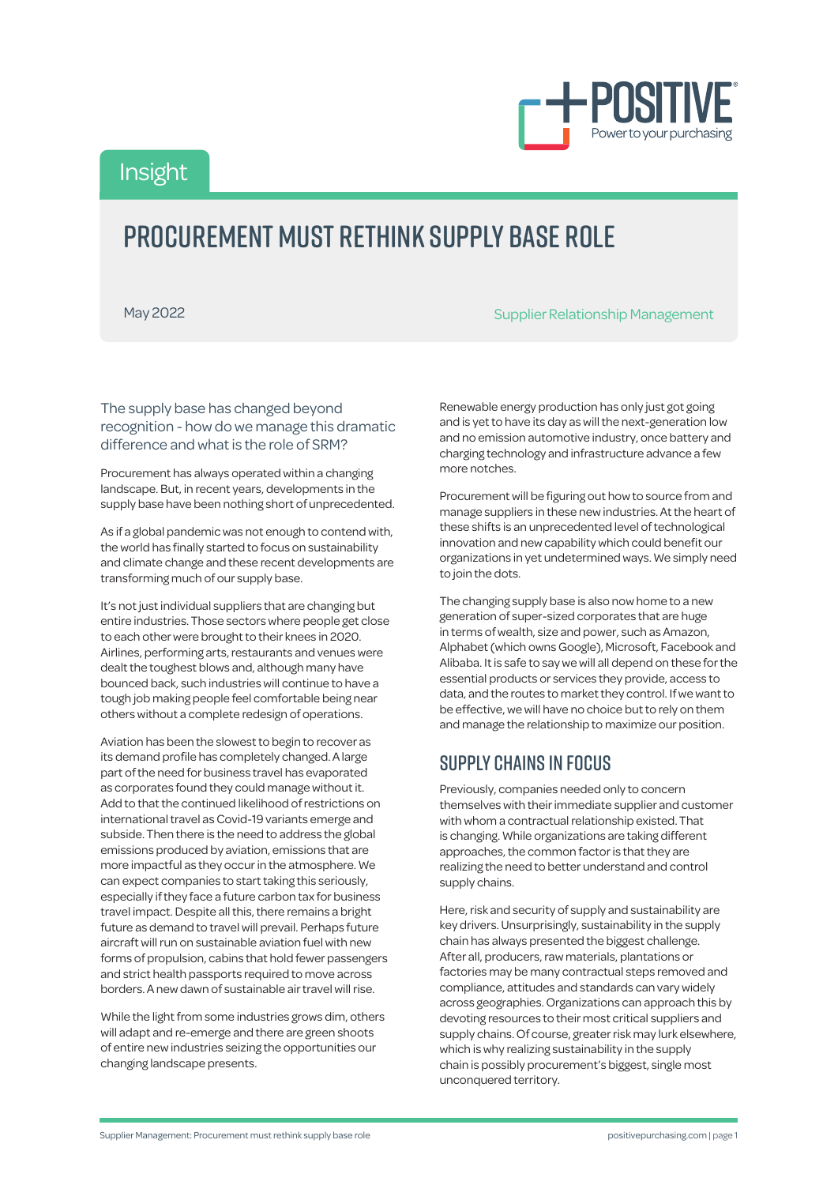Insight

# PROCUREMENT MUST RETHINK SUPPLY BASE ROLE

May 2022

Supplier Relationship Management

The supply base has changed beyond recognition - how do we manage this dramatic difference and what is the role of SRM?

Procurement has always operated within a changing landscape. But, in recent years, developments in the supply base have been nothing short of unprecedented.

As if a global pandemic was not enough to contend with, the world has finally started to focus on sustainability and climate change and these recent developments are transforming much of our supply base.

It's not just individual suppliers that are changing but entire industries. Those sectors where people get close to each other were brought to their knees in 2020. Airlines, performing arts, restaurants and venues were dealt the toughest blows and, although many have bounced back, such industries will continue to have a tough job making people feel comfortable being near others without a complete redesign of operations.

Aviation has been the slowest to begin to recover as its demand profile has completely changed. A large part of the need for business travel has evaporated as corporates found they could manage without it. Add to that the continued likelihood of restrictions on international travel as Covid-19 variants emerge and subside. Then there is the need to address the global emissions produced by aviation, emissions that are more impactful as they occur in the atmosphere. We can expect companies to start taking this seriously, especially if they face a future carbon tax for business travel impact. Despite all this, there remains a bright future as demand to travel will prevail. Perhaps future aircraft will run on sustainable aviation fuel with new forms of propulsion, cabins that hold fewer passengers and strict health passports required to move across borders. A new dawn of sustainable air travel will rise.

While the light from some industries grows dim, others will adapt and re-emerge and there are green shoots of entire new industries seizing the opportunities our changing landscape presents.

Renewable energy production has only just got going and is yet to have its day as will the next-generation low and no emission automotive industry, once battery and charging technology and infrastructure advance a few more notches.

Procurement will be figuring out how to source from and manage suppliers in these new industries. At the heart of these shifts is an unprecedented level of technological innovation and new capability which could benefit our organizations in yet undetermined ways. We simply need to join the dots.

The changing supply base is also now home to a new generation of super-sized corporates that are huge in terms of wealth, size and power, such as Amazon, Alphabet (which owns Google), Microsoft, Facebook and Alibaba. It is safe to say we will all depend on these for the essential products or services they provide, access to data, and the routes to market they control. If we want to be effective, we will have no choice but to rely on them and manage the relationship to maximize our position.

## SUPPLY CHAINS IN FOCUS

Previously, companies needed only to concern themselves with their immediate supplier and customer with whom a contractual relationship existed. That is changing. While organizations are taking different approaches, the common factor is that they are realizing the need to better understand and control supply chains.

Here, risk and security of supply and sustainability are key drivers. Unsurprisingly, sustainability in the supply chain has always presented the biggest challenge. After all, producers, raw materials, plantations or factories may be many contractual steps removed and compliance, attitudes and standards can vary widely across geographies. Organizations can approach this by devoting resources to their most critical suppliers and supply chains. Of course, greater risk may lurk elsewhere, which is why realizing sustainability in the supply chain is possibly procurement's biggest, single most unconquered territory.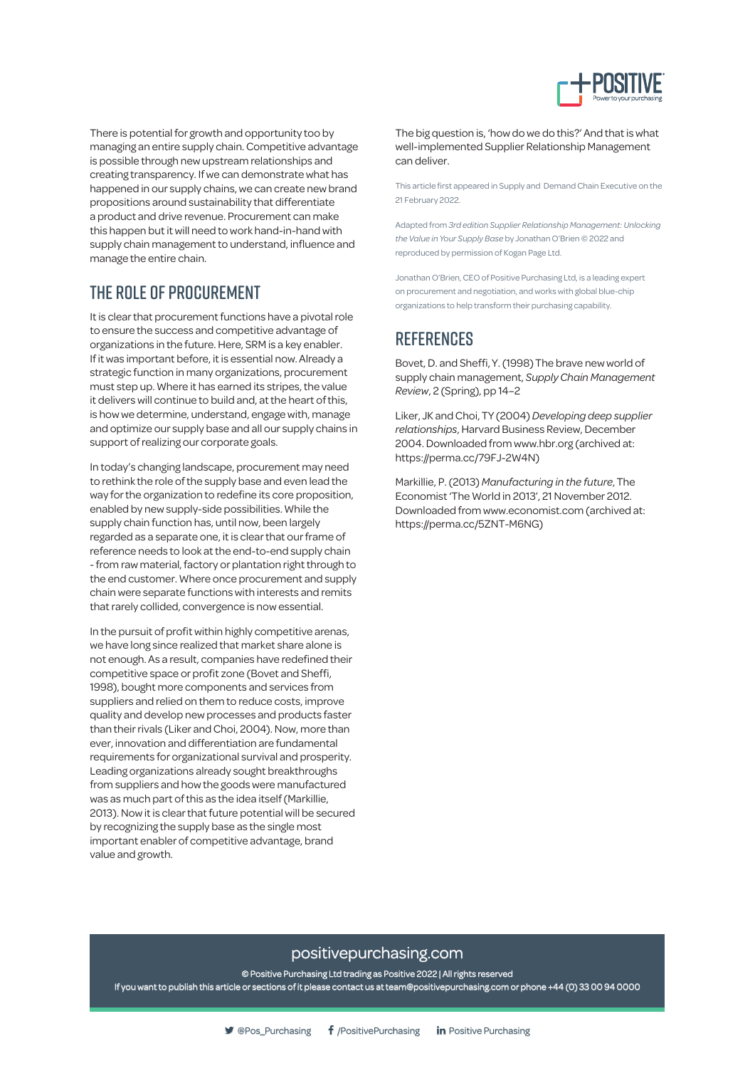There is potential for growth and opportunity too by managing an entire supply chain. Competitive advantage is possible through new upstream relationships and creating transparency. If we can demonstrate what has happened in our supply chains, we can create new brand propositions around sustainability that differentiate a product and drive revenue. Procurement can make this happen but it will need to work hand-in-hand with supply chain management to understand, influence and manage the entire chain.

## THE ROLE OF PROCUREMENT

It is clear that procurement functions have a pivotal role to ensure the success and competitive advantage of organizations in the future. Here, SRM is a key enabler. If it was important before, it is essential now. Already a strategic function in many organizations, procurement must step up. Where it has earned its stripes, the value it delivers will continue to build and, at the heart of this, is how we determine, understand, engage with, manage and optimize our supply base and all our supply chains in support of realizing our corporate goals.

In today's changing landscape, procurement may need to rethink the role of the supply base and even lead the way for the organization to redefine its core proposition, enabled by new supply-side possibilities. While the supply chain function has, until now, been largely regarded as a separate one, it is clear that our frame of reference needs to look at the end-to-end supply chain - from raw material, factory or plantation right through to the end customer. Where once procurement and supply chain were separate functions with interests and remits that rarely collided, convergence is now essential.

In the pursuit of profit within highly competitive arenas, we have long since realized that market share alone is not enough. As a result, companies have redefined their competitive space or profit zone (Bovet and Sheffi, 1998), bought more components and services from suppliers and relied on them to reduce costs, improve quality and develop new processes and products faster than their rivals (Liker and Choi, 2004). Now, more than ever, innovation and differentiation are fundamental requirements for organizational survival and prosperity. Leading organizations already sought breakthroughs from suppliers and how the goods were manufactured was as much part of this as the idea itself (Markillie, 2013). Now it is clear that future potential will be secured by recognizing the supply base as the single most important enabler of competitive advantage, brand value and growth.

The big question is, 'how do we do this?' And that is what well-implemented Supplier Relationship Management can deliver.

This article first appeared in Supply and Demand Chain Executive on the 21 February 2022.

Adapted from *3rd edition Supplier Relationship Management: Unlocking the Value in Your Supply Base* by Jonathan O'Brien © 2022 and reproduced by permission of Kogan Page Ltd.

Jonathan O'Brien, CEO of Positive Purchasing Ltd, is a leading expert on procurement and negotiation, and works with global blue-chip organizations to help transform their purchasing capability.

## REFERENCES

Bovet, D. and Sheffi, Y. (1998) The brave new world of supply chain management, *Supply Chain Management Review*, 2 (Spring), pp 14–2

Liker, JK and Choi, TY (2004) *Developing deep supplier relationships*, Harvard Business Review, December 2004. Downloaded from www.hbr.org (archived at: https://perma.cc/79FJ-2W4N)

Markillie, P. (2013) *Manufacturing in the future*, The Economist 'The World in 2013', 21 November 2012. Downloaded from www.economist.com (archived at: https://perma.cc/5ZNT-M6NG)

positivepurchasing.com

© Positive Purchasing Ltd trading as Positive 2022 | All rights reserved

If you want to publish this article or sections of it please contact us at team@positivepurchasing.com or phone +44 (0) 33 00 94 0000

@Pos_Purchasing /PositivePurchasing Positive Purchasing